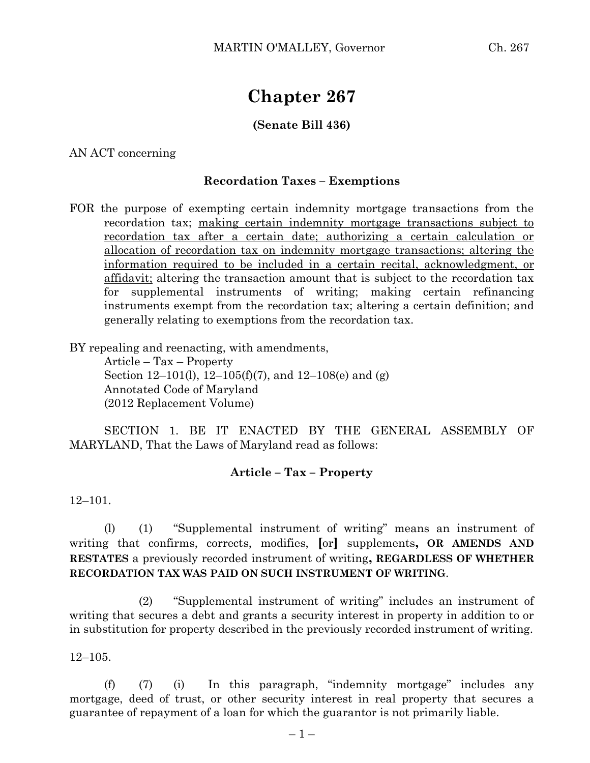# Chapter 267

**(Senate Bill 436)**

AN ACT concerning

**Recordation Taxes – Exemptions**

FOR the purpose of exempting certain indemnity mortgage transactions from the recordation tax; <u>making certain indemnity mortgage transactions subject to recordation tax after a certain date; authorizing a certain calculation or allocation of recordation tax on indemnity mortgage transactions; altering the information required to be included in a certain recital, acknowledgment, or affidavit;</u> altering the transaction amount that is subject to the recordation tax for supplemental instruments of writing; making certain refinancing instruments exempt from the recordation tax; altering a certain definition; and generally relating to exemptions from the recordation tax.

BY repealing and reenacting, with amendments,
Article – Tax – Property
Section 12–101(l), 12–105(f)(7), and 12–108(e) and (g)
Annotated Code of Maryland
(2012 Replacement Volume)

SECTION 1. BE IT ENACTED BY THE GENERAL ASSEMBLY OF MARYLAND, That the Laws of Maryland read as follows:

**Article – Tax – Property**

12–101.

(l) (1) "Supplemental instrument of writing" means an instrument of writing that confirms, corrects, modifies, **[**or**]** supplements**, OR AMENDS AND RESTATES** a previously recorded instrument of writing**, REGARDLESS OF WHETHER RECORDATION TAX WAS PAID ON SUCH INSTRUMENT OF WRITING**.

(2) "Supplemental instrument of writing" includes an instrument of writing that secures a debt and grants a security interest in property in addition to or in substitution for property described in the previously recorded instrument of writing.

12–105.

(f) (7) (i) In this paragraph, "indemnity mortgage" includes any mortgage, deed of trust, or other security interest in real property that secures a guarantee of repayment of a loan for which the guarantor is not primarily liable.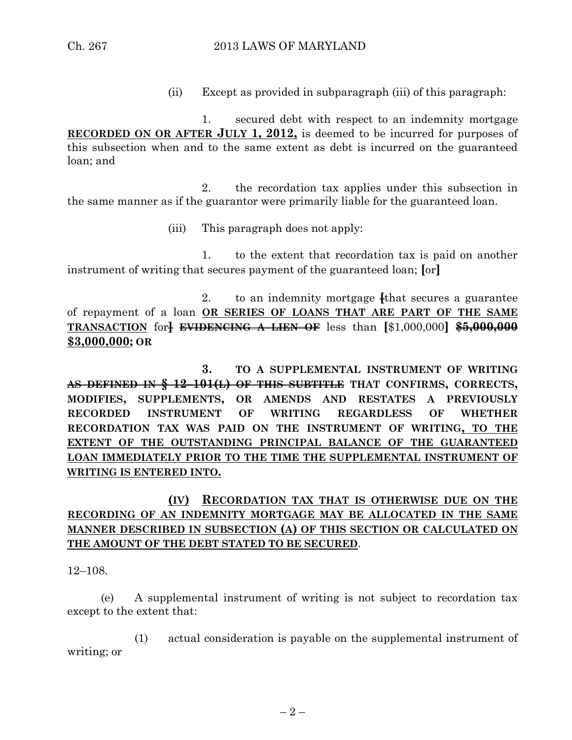(ii) Except as provided in subparagraph (iii) of this paragraph:

1. secured debt with respect to an indemnity mortgage **<u>RECORDED ON OR AFTER JULY 1, 2012,</u>** is deemed to be incurred for purposes of this subsection when and to the same extent as debt is incurred on the guaranteed loan; and

2. the recordation tax applies under this subsection in the same manner as if the guarantor were primarily liable for the guaranteed loan.

(iii) This paragraph does not apply:

1. to the extent that recordation tax is paid on another instrument of writing that secures payment of the guaranteed loan; **[**or**]**

2. to an indemnity mortgage ~~[~~that secures a guarantee of repayment of a loan **<u>OR SERIES OF LOANS THAT ARE PART OF THE SAME TRANSACTION</u>** for~~]~~ ~~**EVIDENCING A LIEN OF**~~ less than **[**$1,000,000**]** ~~**$5,000,000**~~ **<u>$3,000,000</u>; OR**

**3. TO A SUPPLEMENTAL INSTRUMENT OF WRITING ~~AS DEFINED IN § 12–101(L) OF THIS SUBTITLE~~ THAT CONFIRMS, CORRECTS, MODIFIES, SUPPLEMENTS, OR AMENDS AND RESTATES A PREVIOUSLY RECORDED INSTRUMENT OF WRITING REGARDLESS OF WHETHER RECORDATION TAX WAS PAID ON THE INSTRUMENT OF WRITING<u>, TO THE EXTENT OF THE OUTSTANDING PRINCIPAL BALANCE OF THE GUARANTEED LOAN IMMEDIATELY PRIOR TO THE TIME THE SUPPLEMENTAL INSTRUMENT OF WRITING IS ENTERED INTO.</u>**

**<u>(IV) RECORDATION TAX THAT IS OTHERWISE DUE ON THE RECORDING OF AN INDEMNITY MORTGAGE MAY BE ALLOCATED IN THE SAME MANNER DESCRIBED IN SUBSECTION (A) OF THIS SECTION OR CALCULATED ON THE AMOUNT OF THE DEBT STATED TO BE SECURED</u>**.

12–108.

(e) A supplemental instrument of writing is not subject to recordation tax except to the extent that:

(1) actual consideration is payable on the supplemental instrument of writing; or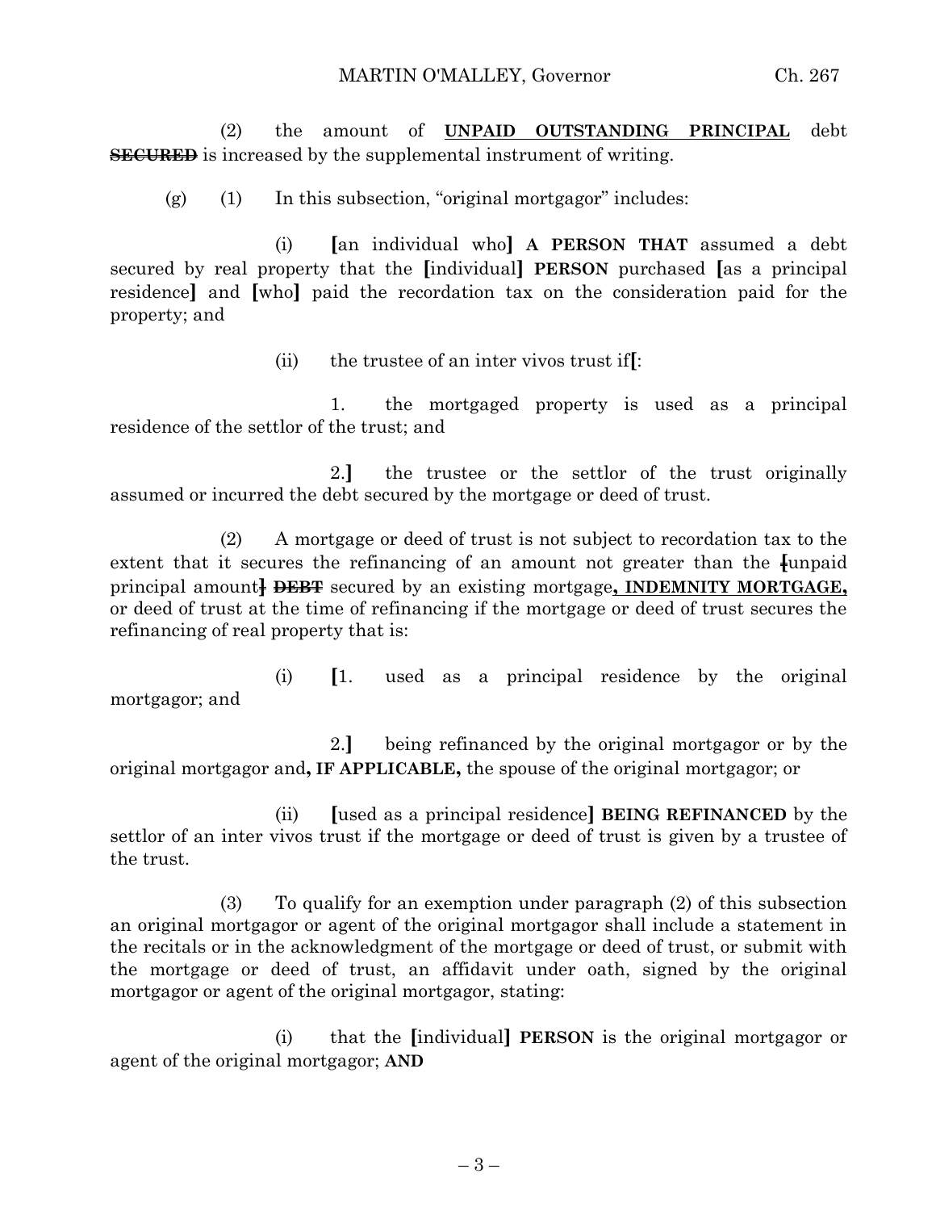(2) the amount of **UNPAID OUTSTANDING PRINCIPAL** debt ~~**SECURED**~~ is increased by the supplemental instrument of writing.

(g) (1) In this subsection, "original mortgagor" includes:

(i) **[**an individual who**]** **A PERSON THAT** assumed a debt secured by real property that the **[**individual**]** **PERSON** purchased **[**as a principal residence**]** and **[**who**]** paid the recordation tax on the consideration paid for the property; and

(ii) the trustee of an inter vivos trust if**[**:

1. the mortgaged property is used as a principal residence of the settlor of the trust; and

2.**]** the trustee or the settlor of the trust originally assumed or incurred the debt secured by the mortgage or deed of trust.

(2) A mortgage or deed of trust is not subject to recordation tax to the extent that it secures the refinancing of an amount not greater than the ~~[~~unpaid principal amount~~]~~ ~~**DEBT**~~ secured by an existing mortgage**, INDEMNITY MORTGAGE,** or deed of trust at the time of refinancing if the mortgage or deed of trust secures the refinancing of real property that is:

(i) **[**1. used as a principal residence by the original mortgagor; and

2.**]** being refinanced by the original mortgagor or by the original mortgagor and**, IF APPLICABLE,** the spouse of the original mortgagor; or

(ii) **[**used as a principal residence**]** **BEING REFINANCED** by the settlor of an inter vivos trust if the mortgage or deed of trust is given by a trustee of the trust.

(3) To qualify for an exemption under paragraph (2) of this subsection an original mortgagor or agent of the original mortgagor shall include a statement in the recitals or in the acknowledgment of the mortgage or deed of trust, or submit with the mortgage or deed of trust, an affidavit under oath, signed by the original mortgagor or agent of the original mortgagor, stating:

(i) that the **[**individual**]** **PERSON** is the original mortgagor or agent of the original mortgagor; **AND**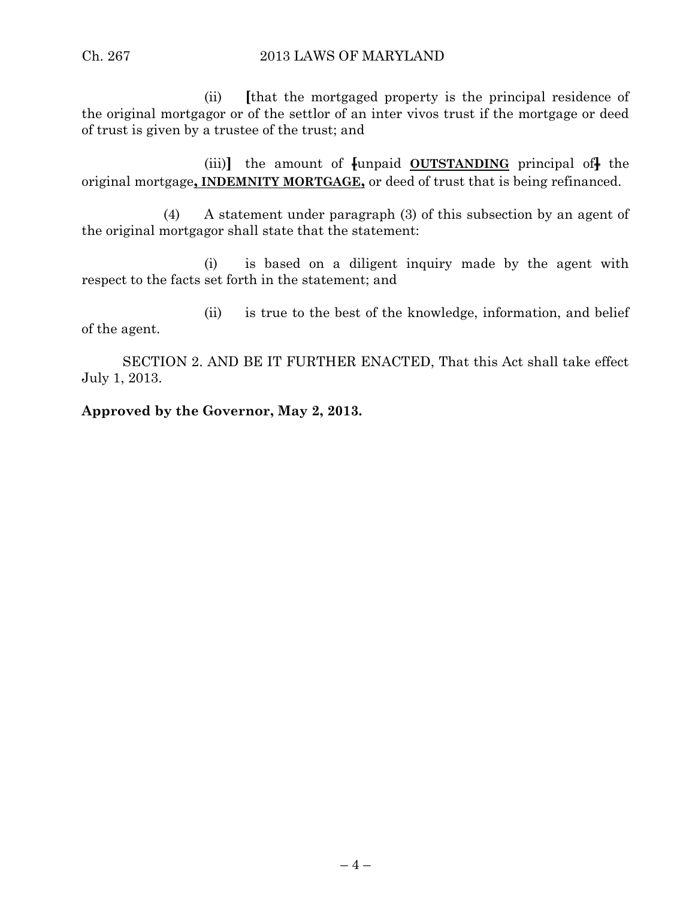(ii) **[**that the mortgaged property is the principal residence of the original mortgagor or of the settlor of an inter vivos trust if the mortgage or deed of trust is given by a trustee of the trust; and

(iii)**]** the amount of ~~[~~unpaid **OUTSTANDING** principal of~~]~~ the original mortgage**, INDEMNITY MORTGAGE,** or deed of trust that is being refinanced.

(4) A statement under paragraph (3) of this subsection by an agent of the original mortgagor shall state that the statement:

(i) is based on a diligent inquiry made by the agent with respect to the facts set forth in the statement; and

(ii) is true to the best of the knowledge, information, and belief of the agent.

SECTION 2. AND BE IT FURTHER ENACTED, That this Act shall take effect July 1, 2013.

**Approved by the Governor, May 2, 2013.**